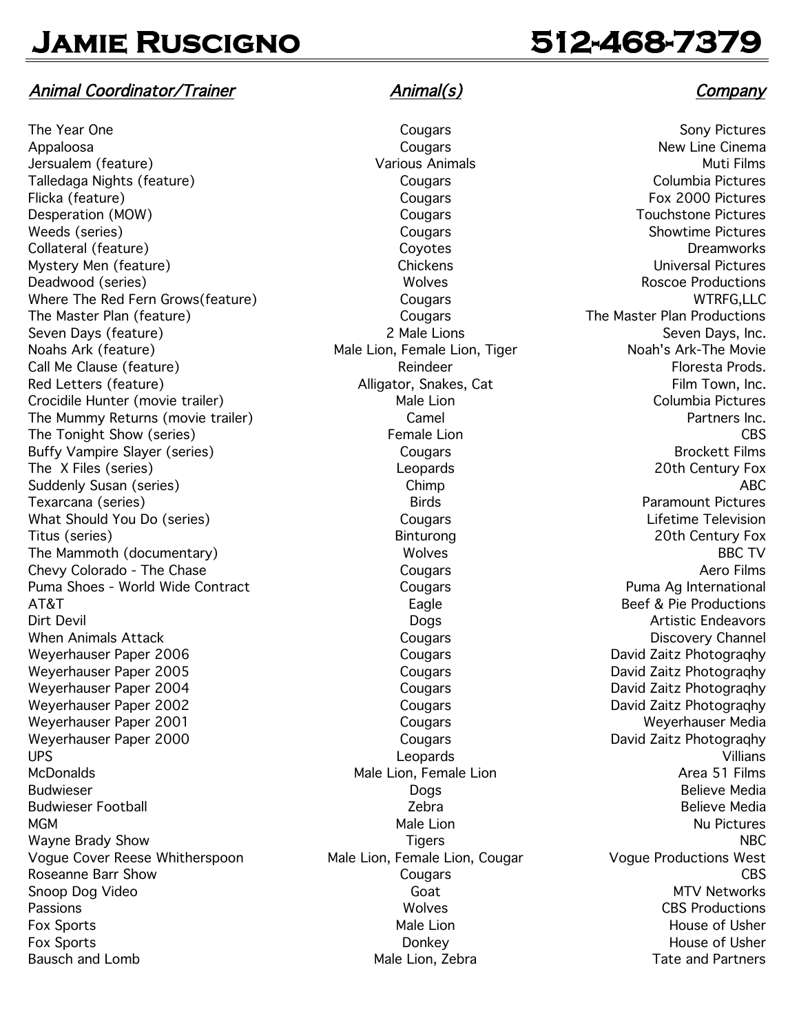# Jamie Ruscigno 512-468-7379

| *Animal Coordinator/Trainer* | *Animal(s)* | *Company* |
|---|---|---|
| The Year One | Cougars | Sony Pictures |
| Appaloosa | Cougars | New Line Cinema |
| Jersualem (feature) | Various Animals | Muti Films |
| Talledaga Nights (feature) | Cougars | Columbia Pictures |
| Flicka (feature) | Cougars | Fox 2000 Pictures |
| Desperation (MOW) | Cougars | Touchstone Pictures |
| Weeds (series) | Cougars | Showtime Pictures |
| Collateral (feature) | Coyotes | Dreamworks |
| Mystery Men (feature) | Chickens | Universal Pictures |
| Deadwood (series) | Wolves | Roscoe Productions |
| Where The Red Fern Grows(feature) | Cougars | WTRFG,LLC |
| The Master Plan (feature) | Cougars | The Master Plan Productions |
| Seven Days (feature) | 2 Male Lions | Seven Days, Inc. |
| Noahs Ark (feature) | Male Lion, Female Lion, Tiger | Noah's Ark-The Movie |
| Call Me Clause (feature) | Reindeer | Floresta Prods. |
| Red Letters (feature) | Alligator, Snakes, Cat | Film Town, Inc. |
| Crocidile Hunter (movie trailer) | Male Lion | Columbia Pictures |
| The Mummy Returns (movie trailer) | Camel | Partners Inc. |
| The Tonight Show (series) | Female Lion | CBS |
| Buffy Vampire Slayer (series) | Cougars | Brockett Films |
| The X Files (series) | Leopards | 20th Century Fox |
| Suddenly Susan (series) | Chimp | ABC |
| Texarcana (series) | Birds | Paramount Pictures |
| What Should You Do (series) | Cougars | Lifetime Television |
| Titus (series) | Binturong | 20th Century Fox |
| The Mammoth (documentary) | Wolves | BBC TV |
| Chevy Colorado - The Chase | Cougars | Aero Films |
| Puma Shoes - World Wide Contract | Cougars | Puma Ag International |
| AT&T | Eagle | Beef & Pie Productions |
| Dirt Devil | Dogs | Artistic Endeavors |
| When Animals Attack | Cougars | Discovery Channel |
| Weyerhauser Paper 2006 | Cougars | David Zaitz Photograqhy |
| Weyerhauser Paper 2005 | Cougars | David Zaitz Photograqhy |
| Weyerhauser Paper 2004 | Cougars | David Zaitz Photograqhy |
| Weyerhauser Paper 2002 | Cougars | David Zaitz Photograqhy |
| Weyerhauser Paper 2001 | Cougars | Weyerhauser Media |
| Weyerhauser Paper 2000 | Cougars | David Zaitz Photograqhy |
| UPS | Leopards | Villians |
| McDonalds | Male Lion, Female Lion | Area 51 Films |
| Budwieser | Dogs | Believe Media |
| Budwieser Football | Zebra | Believe Media |
| MGM | Male Lion | Nu Pictures |
| Wayne Brady Show | Tigers | NBC |
| Vogue Cover Reese Whitherspoon | Male Lion, Female Lion, Cougar | Vogue Productions West |
| Roseanne Barr Show | Cougars | CBS |
| Snoop Dog Video | Goat | MTV Networks |
| Passions | Wolves | CBS Productions |
| Fox Sports | Male Lion | House of Usher |
| Fox Sports | Donkey | House of Usher |
| Bausch and Lomb | Male Lion, Zebra | Tate and Partners |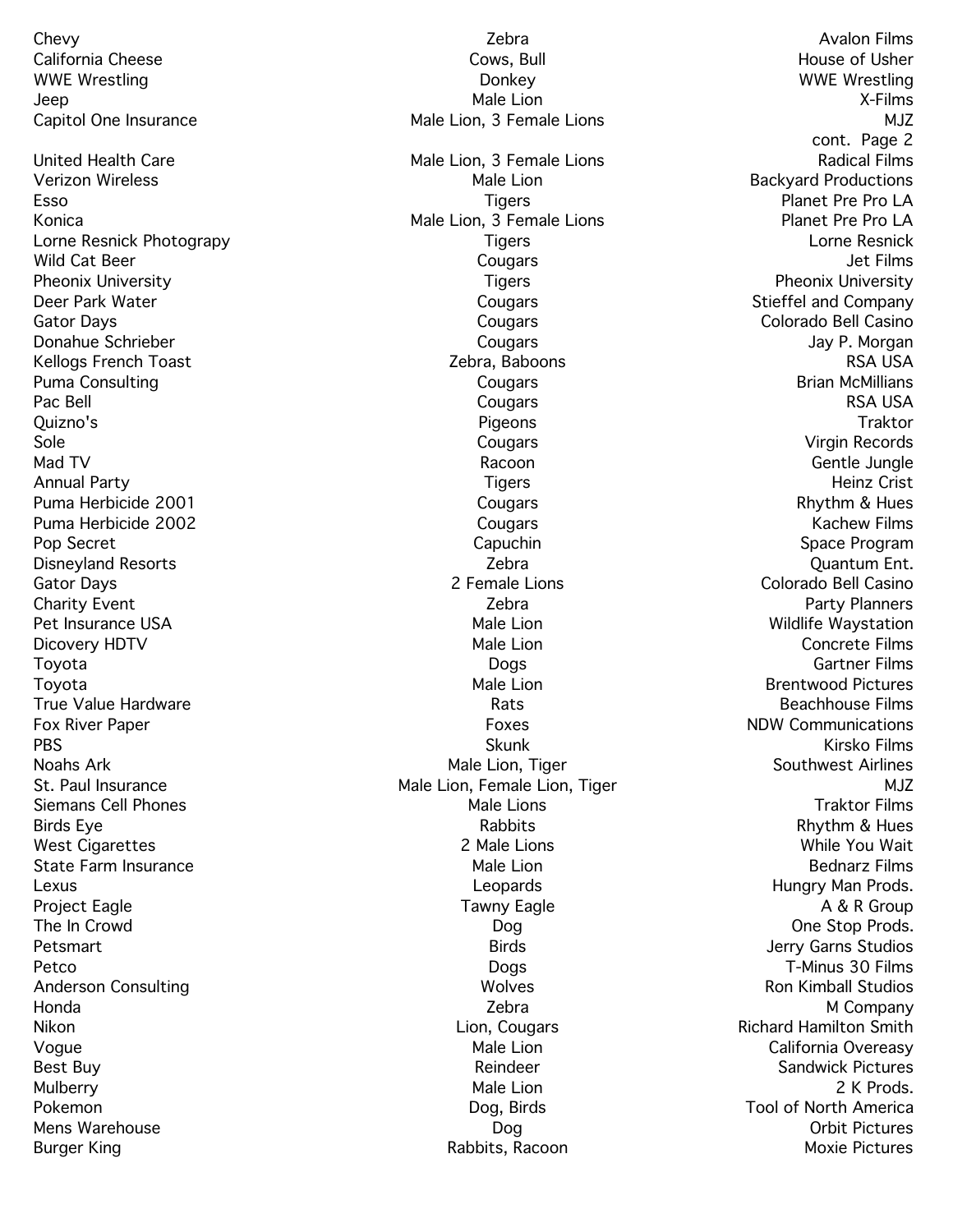| | | |
|---|---|---|
| Chevy | Zebra | Avalon Films |
| California Cheese | Cows, Bull | House of Usher |
| WWE Wrestling | Donkey | WWE Wrestling |
| Jeep | Male Lion | X-Films |
| Capitol One Insurance | Male Lion, 3 Female Lions | MJZ |

cont. Page 2

| | | |
|---|---|---|
| United Health Care | Male Lion, 3 Female Lions | Radical Films |
| Verizon Wireless | Male Lion | Backyard Productions |
| Esso | Tigers | Planet Pre Pro LA |
| Konica | Male Lion, 3 Female Lions | Planet Pre Pro LA |
| Lorne Resnick Photograpy | Tigers | Lorne Resnick |
| Wild Cat Beer | Cougars | Jet Films |
| Pheonix University | Tigers | Pheonix University |
| Deer Park Water | Cougars | Stieffel and Company |
| Gator Days | Cougars | Colorado Bell Casino |
| Donahue Schrieber | Cougars | Jay P. Morgan |
| Kellogs French Toast | Zebra, Baboons | RSA USA |
| Puma Consulting | Cougars | Brian McMillians |
| Pac Bell | Cougars | RSA USA |
| Quizno's | Pigeons | Traktor |
| Sole | Cougars | Virgin Records |
| Mad TV | Racoon | Gentle Jungle |
| Annual Party | Tigers | Heinz Crist |
| Puma Herbicide 2001 | Cougars | Rhythm & Hues |
| Puma Herbicide 2002 | Cougars | Kachew Films |
| Pop Secret | Capuchin | Space Program |
| Disneyland Resorts | Zebra | Quantum Ent. |
| Gator Days | 2 Female Lions | Colorado Bell Casino |
| Charity Event | Zebra | Party Planners |
| Pet Insurance USA | Male Lion | Wildlife Waystation |
| Dicovery HDTV | Male Lion | Concrete Films |
| Toyota | Dogs | Gartner Films |
| Toyota | Male Lion | Brentwood Pictures |
| True Value Hardware | Rats | Beachhouse Films |
| Fox River Paper | Foxes | NDW Communications |
| PBS | Skunk | Kirsko Films |
| Noahs Ark | Male Lion, Tiger | Southwest Airlines |
| St. Paul Insurance | Male Lion, Female Lion, Tiger | MJZ |
| Siemans Cell Phones | Male Lions | Traktor Films |
| Birds Eye | Rabbits | Rhythm & Hues |
| West Cigarettes | 2 Male Lions | While You Wait |
| State Farm Insurance | Male Lion | Bednarz Films |
| Lexus | Leopards | Hungry Man Prods. |
| Project Eagle | Tawny Eagle | A & R Group |
| The In Crowd | Dog | One Stop Prods. |
| Petsmart | Birds | Jerry Garns Studios |
| Petco | Dogs | T-Minus 30 Films |
| Anderson Consulting | Wolves | Ron Kimball Studios |
| Honda | Zebra | M Company |
| Nikon | Lion, Cougars | Richard Hamilton Smith |
| Vogue | Male Lion | California Overeasy |
| Best Buy | Reindeer | Sandwick Pictures |
| Mulberry | Male Lion | 2 K Prods. |
| Pokemon | Dog, Birds | Tool of North America |
| Mens Warehouse | Dog | Orbit Pictures |
| Burger King | Rabbits, Racoon | Moxie Pictures |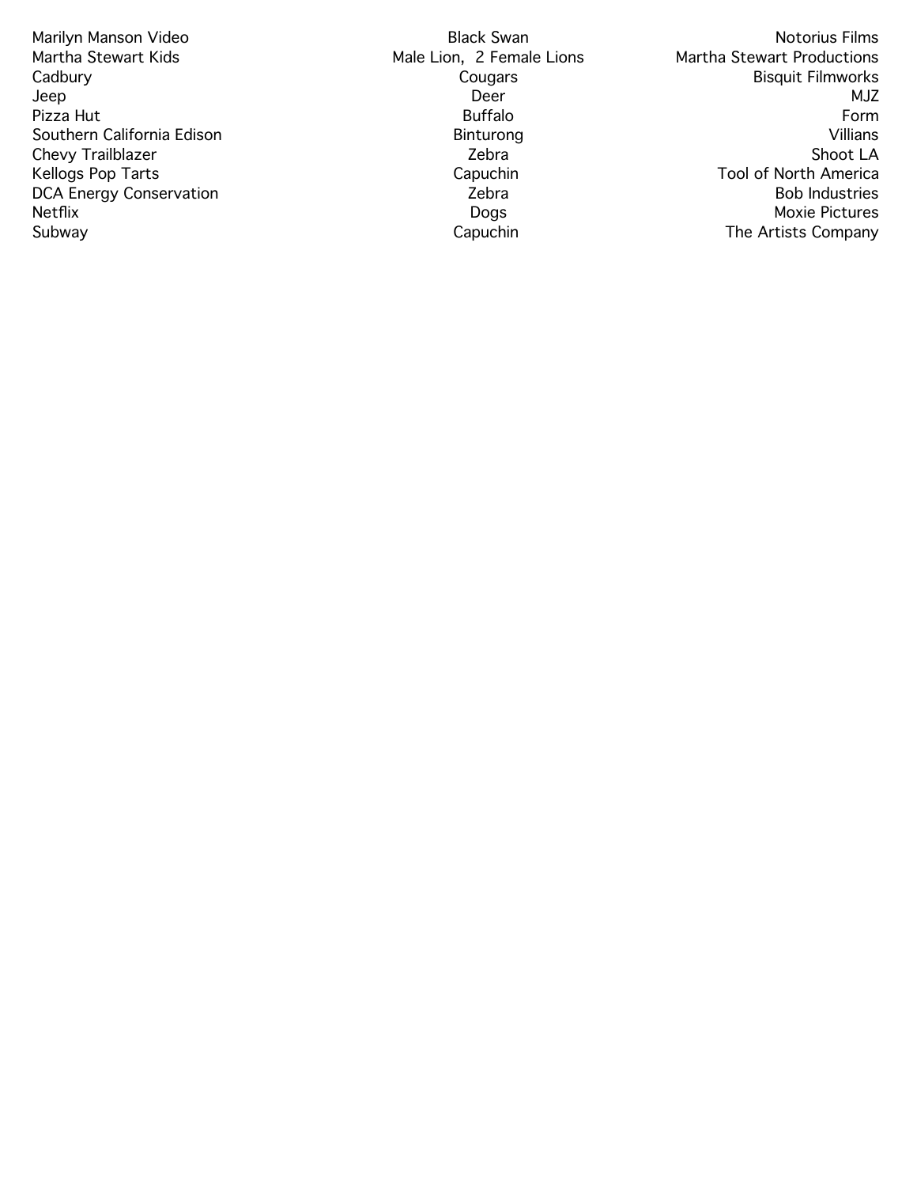| | | |
|---|---|---|
| Marilyn Manson Video | Black Swan | Notorius Films |
| Martha Stewart Kids | Male Lion,  2 Female Lions | Martha Stewart Productions |
| Cadbury | Cougars | Bisquit Filmworks |
| Jeep | Deer | MJZ |
| Pizza Hut | Buffalo | Form |
| Southern California Edison | Binturong | Villians |
| Chevy Trailblazer | Zebra | Shoot LA |
| Kellogs Pop Tarts | Capuchin | Tool of North America |
| DCA Energy Conservation | Zebra | Bob Industries |
| Netflix | Dogs | Moxie Pictures |
| Subway | Capuchin | The Artists Company |